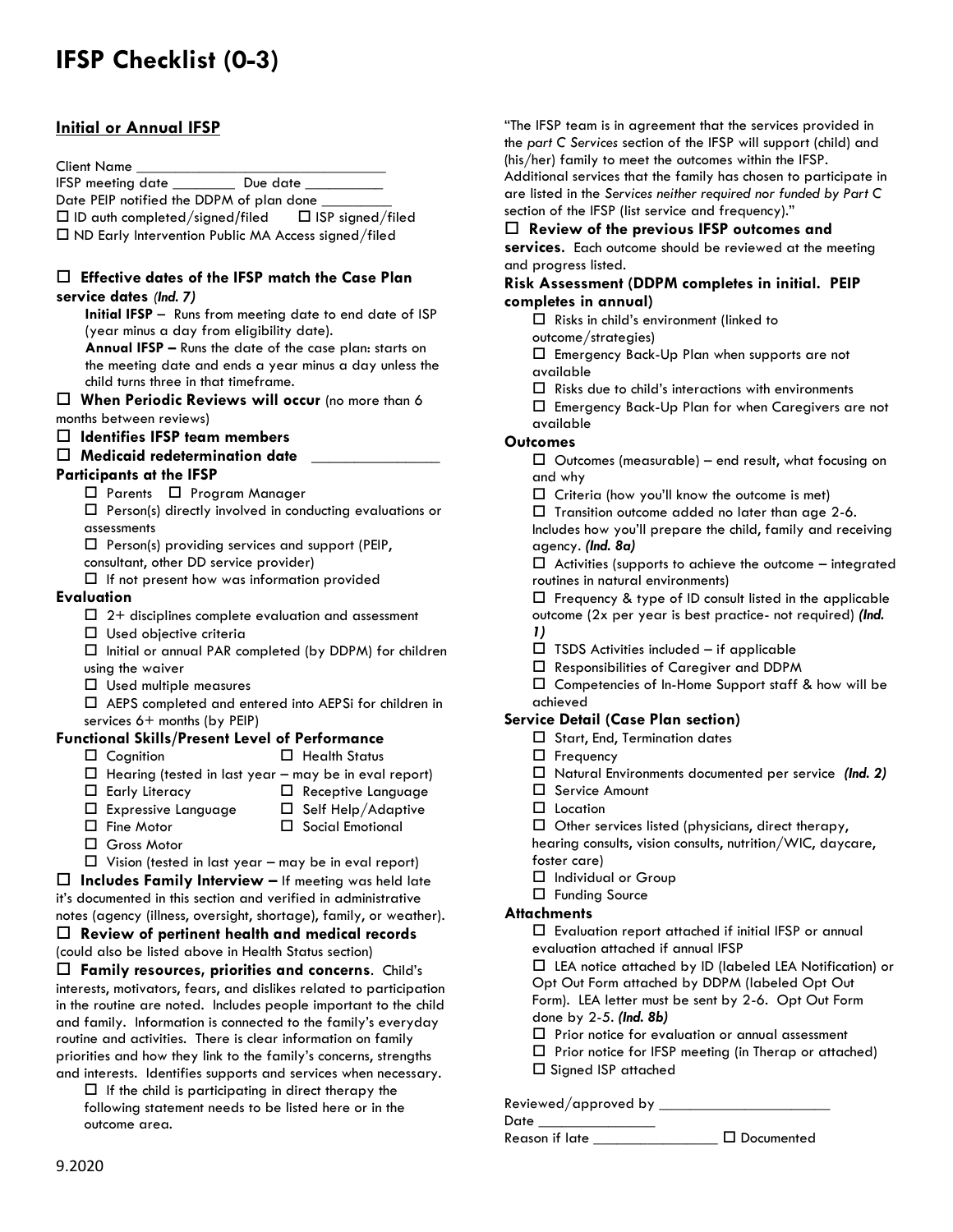# IFSP Checklist (0-3)

## Initial or Annual IFSP

Client Name ________________________________

IFSP meeting date ________ Due date __________

Date PEIP notified the DDPM of plan done _________

☐ ID auth completed/signed/filed ☐ ISP signed/filed

☐ ND Early Intervention Public MA Access signed/filed

☐ **Effective dates of the IFSP match the Case Plan service dates** ***(Ind. 7)***

- **Initial IFSP** – Runs from meeting date to end date of ISP (year minus a day from eligibility date).
- **Annual IFSP –** Runs the date of the case plan: starts on the meeting date and ends a year minus a day unless the child turns three in that timeframe.

☐ **When Periodic Reviews will occur** (no more than 6 months between reviews)

☐ **Identifies IFSP team members**

☐ **Medicaid redetermination date** _______________

**Participants at the IFSP**

- ☐ Parents ☐ Program Manager
- ☐ Person(s) directly involved in conducting evaluations or assessments
- ☐ Person(s) providing services and support (PEIP, consultant, other DD service provider)
- ☐ If not present how was information provided

**Evaluation**

- ☐ 2+ disciplines complete evaluation and assessment
- ☐ Used objective criteria
- ☐ Initial or annual PAR completed (by DDPM) for children using the waiver
- ☐ Used multiple measures
- ☐ AEPS completed and entered into AEPSi for children in services 6+ months (by PEIP)

**Functional Skills/Present Level of Performance**

- ☐ Cognition ☐ Health Status
- ☐ Hearing (tested in last year – may be in eval report)
- ☐ Early Literacy ☐ Receptive Language
- ☐ Expressive Language ☐ Self Help/Adaptive
- ☐ Fine Motor ☐ Social Emotional
- ☐ Gross Motor
- ☐ Vision (tested in last year – may be in eval report)

☐ **Includes Family Interview –** If meeting was held late it's documented in this section and verified in administrative notes (agency (illness, oversight, shortage), family, or weather).

☐ **Review of pertinent health and medical records** (could also be listed above in Health Status section)

☐ **Family resources, priorities and concerns**. Child's interests, motivators, fears, and dislikes related to participation in the routine are noted. Includes people important to the child and family. Information is connected to the family's everyday routine and activities. There is clear information on family priorities and how they link to the family's concerns, strengths and interests. Identifies supports and services when necessary.

- ☐ If the child is participating in direct therapy the following statement needs to be listed here or in the outcome area.

"The IFSP team is in agreement that the services provided in the *part C Services* section of the IFSP will support (child) and (his/her) family to meet the outcomes within the IFSP. Additional services that the family has chosen to participate in are listed in the *Services neither required nor funded by Part C* section of the IFSP (list service and frequency)."

☐ **Review of the previous IFSP outcomes and services.** Each outcome should be reviewed at the meeting and progress listed.

**Risk Assessment (DDPM completes in initial. PEIP completes in annual)**

- ☐ Risks in child's environment (linked to outcome/strategies)
- ☐ Emergency Back-Up Plan when supports are not available
- ☐ Risks due to child's interactions with environments
- ☐ Emergency Back-Up Plan for when Caregivers are not available

**Outcomes**

- ☐ Outcomes (measurable) – end result, what focusing on and why
- ☐ Criteria (how you'll know the outcome is met)
- ☐ Transition outcome added no later than age 2-6. Includes how you'll prepare the child, family and receiving agency. ***(Ind. 8a)***
- ☐ Activities (supports to achieve the outcome – integrated routines in natural environments)
- ☐ Frequency & type of ID consult listed in the applicable outcome (2x per year is best practice- not required) ***(Ind. 1)***
- ☐ TSDS Activities included – if applicable
- ☐ Responsibilities of Caregiver and DDPM
- ☐ Competencies of In-Home Support staff & how will be achieved

**Service Detail (Case Plan section)**

- ☐ Start, End, Termination dates
- ☐ Frequency
- ☐ Natural Environments documented per service ***(Ind. 2)***
- ☐ Service Amount
- ☐ Location
- ☐ Other services listed (physicians, direct therapy, hearing consults, vision consults, nutrition/WIC, daycare, foster care)
- ☐ Individual or Group
- ☐ Funding Source

**Attachments**

- ☐ Evaluation report attached if initial IFSP or annual evaluation attached if annual IFSP
- ☐ LEA notice attached by ID (labeled LEA Notification) or Opt Out Form attached by DDPM (labeled Opt Out Form). LEA letter must be sent by 2-6. Opt Out Form done by 2-5. ***(Ind. 8b)***
- ☐ Prior notice for evaluation or annual assessment
- ☐ Prior notice for IFSP meeting (in Therap or attached)
- ☐ Signed ISP attached

Reviewed/approved by ______________________

Date _______________

Reason if late ________________ ☐ Documented

9.2020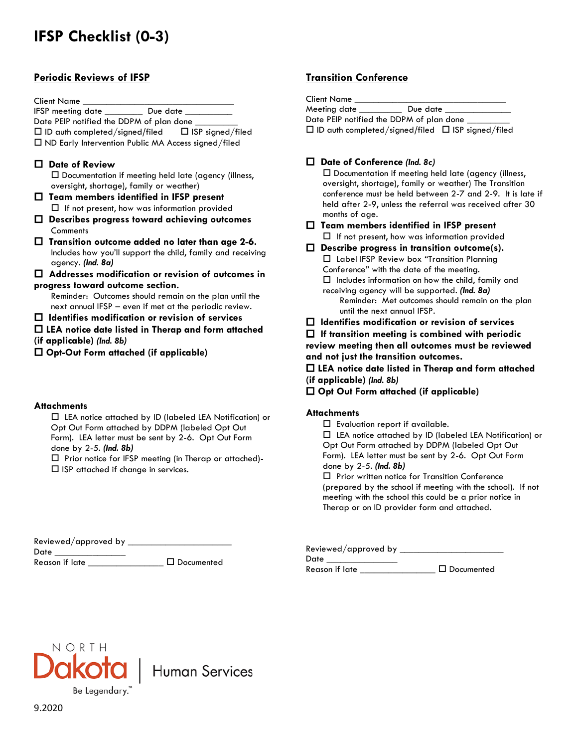# IFSP Checklist (0-3)

## Periodic Reviews of IFSP

Client Name ________________________________
IFSP meeting date ________ Due date __________
Date PEIP notified the DDPM of plan done _________
☐ ID auth completed/signed/filed ☐ ISP signed/filed
☐ ND Early Intervention Public MA Access signed/filed

- ☐ **Date of Review**
  - ☐ Documentation if meeting held late (agency (illness, oversight, shortage), family or weather)
- ☐ **Team members identified in IFSP present**
  - ☐ If not present, how was information provided
- ☐ **Describes progress toward achieving outcomes**
  - Comments
- ☐ **Transition outcome added no later than age 2-6.**
  - Includes how you'll support the child, family and receiving agency. ***(Ind. 8a)***
- ☐ **Addresses modification or revision of outcomes in progress toward outcome section.**
  - Reminder: Outcomes should remain on the plan until the next annual IFSP – even if met at the periodic review.
- ☐ **Identifies modification or revision of services**
- ☐ **LEA notice date listed in Therap and form attached (if applicable)** ***(Ind. 8b)***
- ☐ **Opt-Out Form attached (if applicable)**

### Attachments

- ☐ LEA notice attached by ID (labeled LEA Notification) or Opt Out Form attached by DDPM (labeled Opt Out Form). LEA letter must be sent by 2-6. Opt Out Form done by 2-5. ***(Ind. 8b)***
- ☐ Prior notice for IFSP meeting (in Therap or attached)-
- ☐ ISP attached if change in services.

Reviewed/approved by ______________________
Date _______________
Reason if late ________________ ☐ Documented

## Transition Conference

Client Name ________________________________
Meeting date _________ Due date ______________
Date PEIP notified the DDPM of plan done _________
☐ ID auth completed/signed/filed ☐ ISP signed/filed

- ☐ **Date of Conference** ***(Ind. 8c)***
  - ☐ Documentation if meeting held late (agency (illness, oversight, shortage), family or weather) The Transition conference must be held between 2-7 and 2-9. It is late if held after 2-9, unless the referral was received after 30 months of age.
- ☐ **Team members identified in IFSP present**
  - ☐ If not present, how was information provided
- ☐ **Describe progress in transition outcome(s).**
  - ☐ Label IFSP Review box "Transition Planning Conference" with the date of the meeting.
  - ☐ Includes information on how the child, family and receiving agency will be supported. ***(Ind. 8a)***
    - Reminder: Met outcomes should remain on the plan until the next annual IFSP.
- ☐ **Identifies modification or revision of services**
- ☐ **If transition meeting is combined with periodic review meeting then all outcomes must be reviewed and not just the transition outcomes.**
- ☐ **LEA notice date listed in Therap and form attached (if applicable)** ***(Ind. 8b)***
- ☐ **Opt Out Form attached (if applicable)**

### Attachments

- ☐ Evaluation report if available.
- ☐ LEA notice attached by ID (labeled LEA Notification) or Opt Out Form attached by DDPM (labeled Opt Out Form). LEA letter must be sent by 2-6. Opt Out Form done by 2-5. ***(Ind. 8b)***
- ☐ Prior written notice for Transition Conference (prepared by the school if meeting with the school). If not meeting with the school this could be a prior notice in Therap or on ID provider form and attached.

Reviewed/approved by ______________________
Date _______________
Reason if late ________________ ☐ Documented

NORTH Dakota | Human Services
Be Legendary.™

9.2020